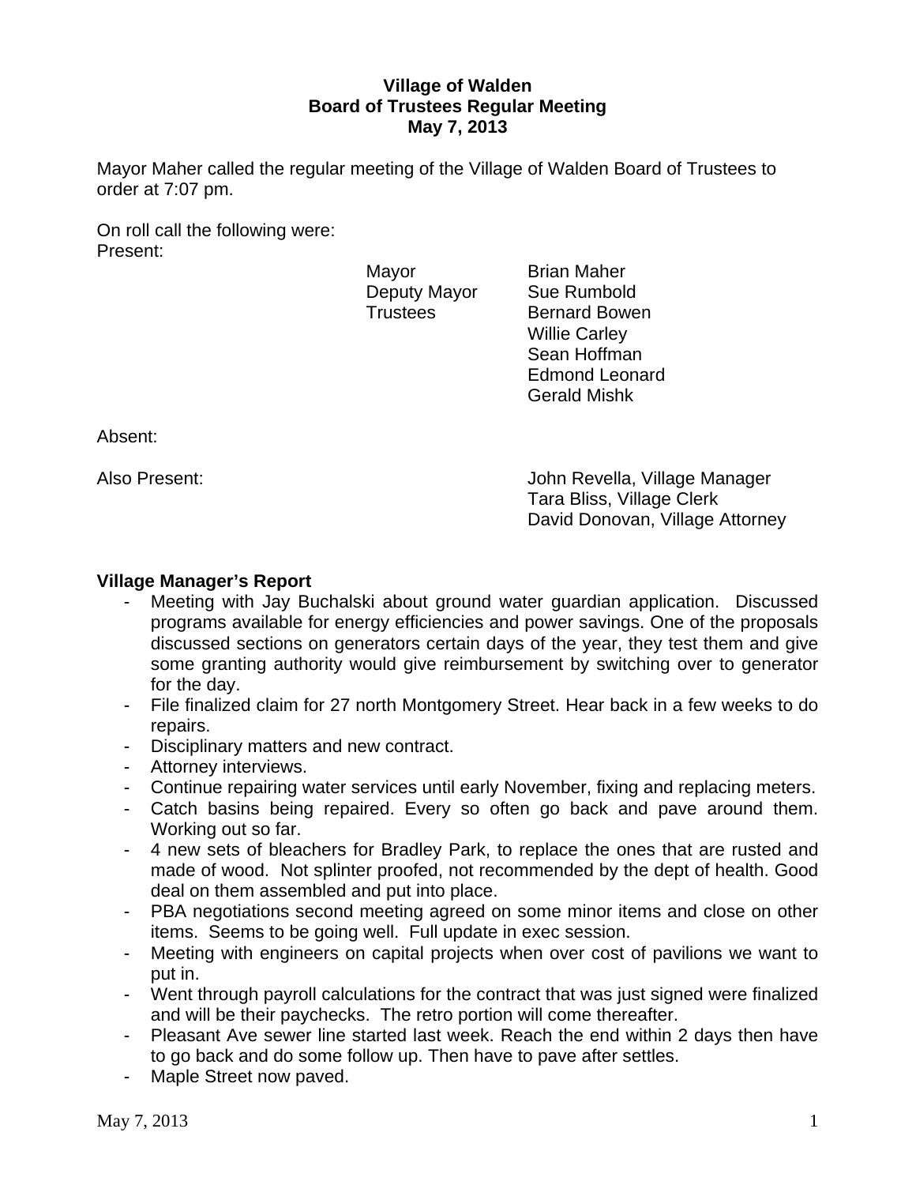**Village of Walden**
**Board of Trustees Regular Meeting**
**May 7, 2013**

Mayor Maher called the regular meeting of the Village of Walden Board of Trustees to order at 7:07 pm.

On roll call the following were:
Present:

| | |
|---|---|
| Mayor | Brian Maher |
| Deputy Mayor | Sue Rumbold |
| Trustees | Bernard Bowen |
| | Willie Carley |
| | Sean Hoffman |
| | Edmond Leonard |
| | Gerald Mishk |

Absent:

Also Present:
John Revella, Village Manager
Tara Bliss, Village Clerk
David Donovan, Village Attorney

## Village Manager's Report

- Meeting with Jay Buchalski about ground water guardian application. Discussed programs available for energy efficiencies and power savings. One of the proposals discussed sections on generators certain days of the year, they test them and give some granting authority would give reimbursement by switching over to generator for the day.
- File finalized claim for 27 north Montgomery Street. Hear back in a few weeks to do repairs.
- Disciplinary matters and new contract.
- Attorney interviews.
- Continue repairing water services until early November, fixing and replacing meters.
- Catch basins being repaired. Every so often go back and pave around them. Working out so far.
- 4 new sets of bleachers for Bradley Park, to replace the ones that are rusted and made of wood. Not splinter proofed, not recommended by the dept of health. Good deal on them assembled and put into place.
- PBA negotiations second meeting agreed on some minor items and close on other items. Seems to be going well. Full update in exec session.
- Meeting with engineers on capital projects when over cost of pavilions we want to put in.
- Went through payroll calculations for the contract that was just signed were finalized and will be their paychecks. The retro portion will come thereafter.
- Pleasant Ave sewer line started last week. Reach the end within 2 days then have to go back and do some follow up. Then have to pave after settles.
- Maple Street now paved.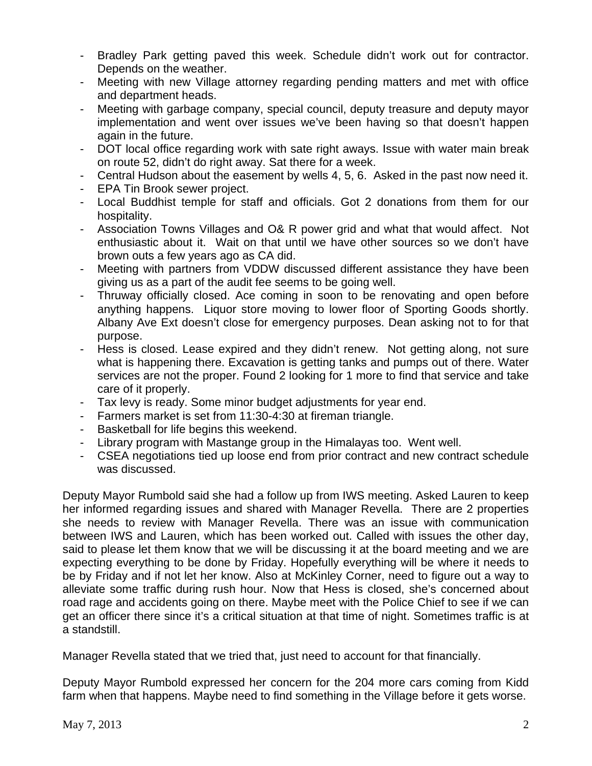- Bradley Park getting paved this week. Schedule didn't work out for contractor. Depends on the weather.
- Meeting with new Village attorney regarding pending matters and met with office and department heads.
- Meeting with garbage company, special council, deputy treasure and deputy mayor implementation and went over issues we've been having so that doesn't happen again in the future.
- DOT local office regarding work with sate right aways. Issue with water main break on route 52, didn't do right away. Sat there for a week.
- Central Hudson about the easement by wells 4, 5, 6. Asked in the past now need it.
- EPA Tin Brook sewer project.
- Local Buddhist temple for staff and officials. Got 2 donations from them for our hospitality.
- Association Towns Villages and O& R power grid and what that would affect. Not enthusiastic about it. Wait on that until we have other sources so we don't have brown outs a few years ago as CA did.
- Meeting with partners from VDDW discussed different assistance they have been giving us as a part of the audit fee seems to be going well.
- Thruway officially closed. Ace coming in soon to be renovating and open before anything happens. Liquor store moving to lower floor of Sporting Goods shortly. Albany Ave Ext doesn't close for emergency purposes. Dean asking not to for that purpose.
- Hess is closed. Lease expired and they didn't renew. Not getting along, not sure what is happening there. Excavation is getting tanks and pumps out of there. Water services are not the proper. Found 2 looking for 1 more to find that service and take care of it properly.
- Tax levy is ready. Some minor budget adjustments for year end.
- Farmers market is set from 11:30-4:30 at fireman triangle.
- Basketball for life begins this weekend.
- Library program with Mastange group in the Himalayas too. Went well.
- CSEA negotiations tied up loose end from prior contract and new contract schedule was discussed.

Deputy Mayor Rumbold said she had a follow up from IWS meeting. Asked Lauren to keep her informed regarding issues and shared with Manager Revella. There are 2 properties she needs to review with Manager Revella. There was an issue with communication between IWS and Lauren, which has been worked out. Called with issues the other day, said to please let them know that we will be discussing it at the board meeting and we are expecting everything to be done by Friday. Hopefully everything will be where it needs to be by Friday and if not let her know. Also at McKinley Corner, need to figure out a way to alleviate some traffic during rush hour. Now that Hess is closed, she's concerned about road rage and accidents going on there. Maybe meet with the Police Chief to see if we can get an officer there since it's a critical situation at that time of night. Sometimes traffic is at a standstill.

Manager Revella stated that we tried that, just need to account for that financially.

Deputy Mayor Rumbold expressed her concern for the 204 more cars coming from Kidd farm when that happens. Maybe need to find something in the Village before it gets worse.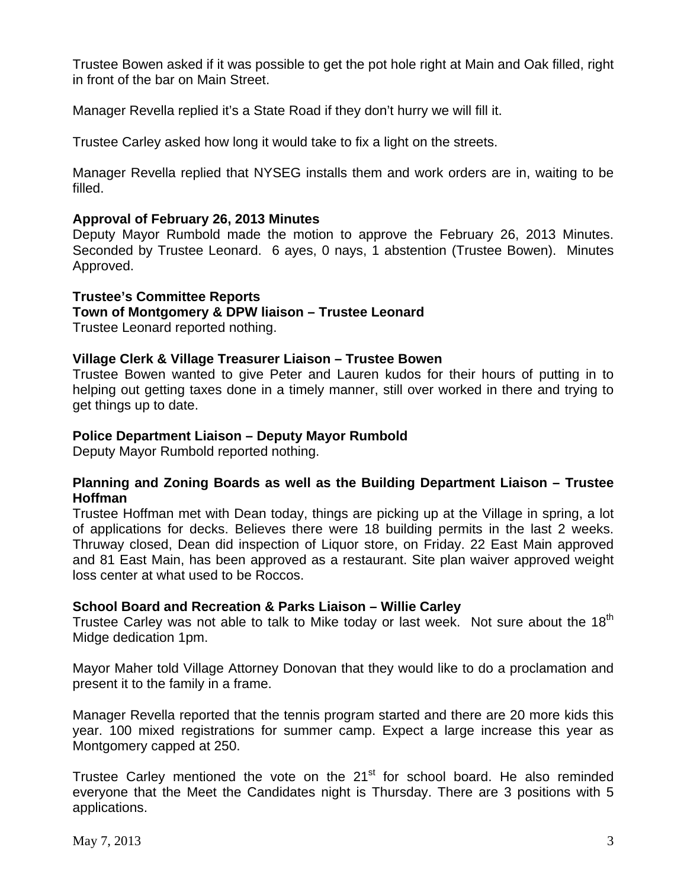Trustee Bowen asked if it was possible to get the pot hole right at Main and Oak filled, right in front of the bar on Main Street.

Manager Revella replied it's a State Road if they don't hurry we will fill it.

Trustee Carley asked how long it would take to fix a light on the streets.

Manager Revella replied that NYSEG installs them and work orders are in, waiting to be filled.

**Approval of February 26, 2013 Minutes**
Deputy Mayor Rumbold made the motion to approve the February 26, 2013 Minutes. Seconded by Trustee Leonard. 6 ayes, 0 nays, 1 abstention (Trustee Bowen). Minutes Approved.

**Trustee's Committee Reports**

**Town of Montgomery & DPW liaison – Trustee Leonard**
Trustee Leonard reported nothing.

**Village Clerk & Village Treasurer Liaison – Trustee Bowen**
Trustee Bowen wanted to give Peter and Lauren kudos for their hours of putting in to helping out getting taxes done in a timely manner, still over worked in there and trying to get things up to date.

**Police Department Liaison – Deputy Mayor Rumbold**
Deputy Mayor Rumbold reported nothing.

**Planning and Zoning Boards as well as the Building Department Liaison – Trustee Hoffman**
Trustee Hoffman met with Dean today, things are picking up at the Village in spring, a lot of applications for decks. Believes there were 18 building permits in the last 2 weeks. Thruway closed, Dean did inspection of Liquor store, on Friday. 22 East Main approved and 81 East Main, has been approved as a restaurant. Site plan waiver approved weight loss center at what used to be Roccos.

**School Board and Recreation & Parks Liaison – Willie Carley**
Trustee Carley was not able to talk to Mike today or last week. Not sure about the 18th Midge dedication 1pm.

Mayor Maher told Village Attorney Donovan that they would like to do a proclamation and present it to the family in a frame.

Manager Revella reported that the tennis program started and there are 20 more kids this year. 100 mixed registrations for summer camp. Expect a large increase this year as Montgomery capped at 250.

Trustee Carley mentioned the vote on the 21st for school board. He also reminded everyone that the Meet the Candidates night is Thursday. There are 3 positions with 5 applications.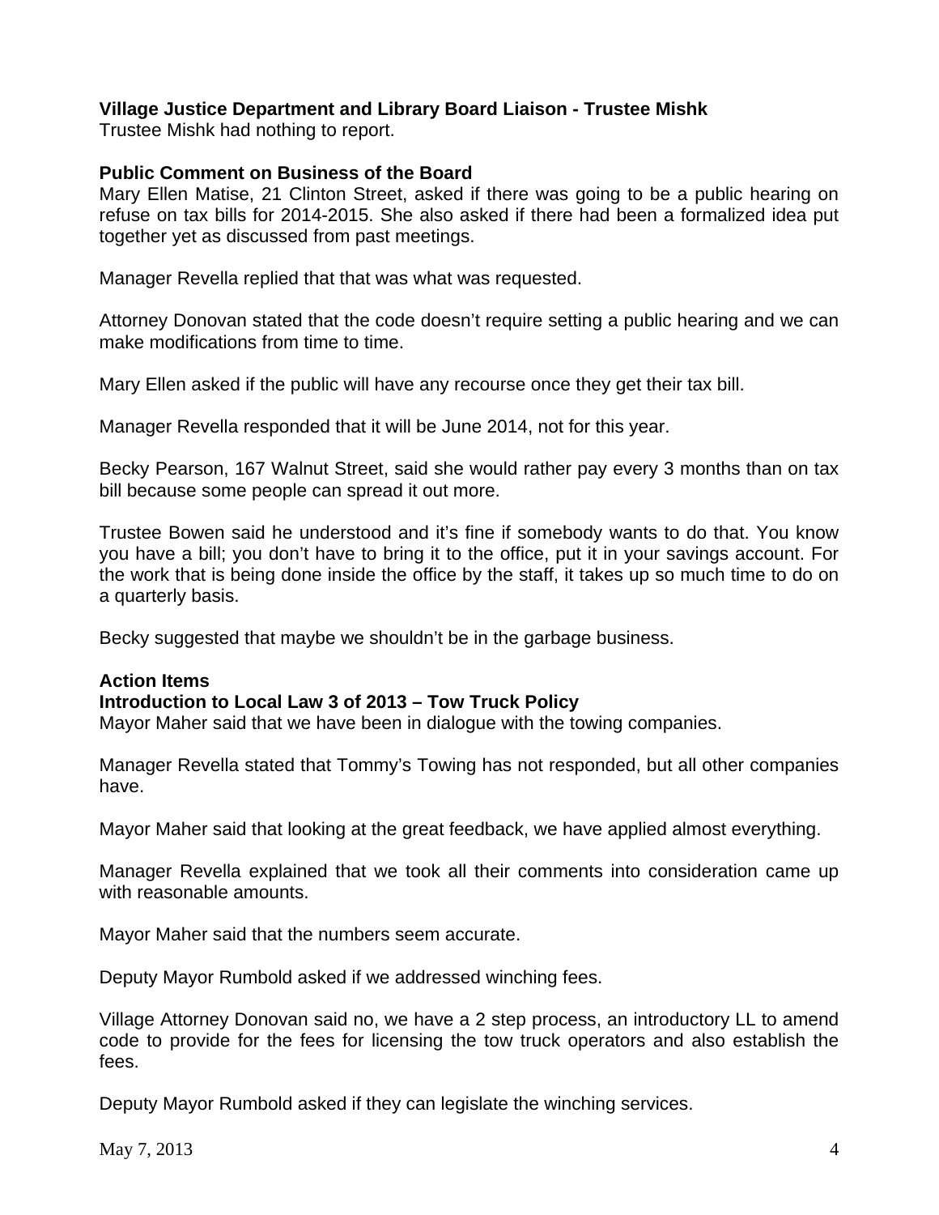**Village Justice Department and Library Board Liaison - Trustee Mishk**
Trustee Mishk had nothing to report.

**Public Comment on Business of the Board**
Mary Ellen Matise, 21 Clinton Street, asked if there was going to be a public hearing on refuse on tax bills for 2014-2015. She also asked if there had been a formalized idea put together yet as discussed from past meetings.

Manager Revella replied that that was what was requested.

Attorney Donovan stated that the code doesn't require setting a public hearing and we can make modifications from time to time.

Mary Ellen asked if the public will have any recourse once they get their tax bill.

Manager Revella responded that it will be June 2014, not for this year.

Becky Pearson, 167 Walnut Street, said she would rather pay every 3 months than on tax bill because some people can spread it out more.

Trustee Bowen said he understood and it's fine if somebody wants to do that. You know you have a bill; you don't have to bring it to the office, put it in your savings account. For the work that is being done inside the office by the staff, it takes up so much time to do on a quarterly basis.

Becky suggested that maybe we shouldn't be in the garbage business.

**Action Items**

**Introduction to Local Law 3 of 2013 – Tow Truck Policy**
Mayor Maher said that we have been in dialogue with the towing companies.

Manager Revella stated that Tommy's Towing has not responded, but all other companies have.

Mayor Maher said that looking at the great feedback, we have applied almost everything.

Manager Revella explained that we took all their comments into consideration came up with reasonable amounts.

Mayor Maher said that the numbers seem accurate.

Deputy Mayor Rumbold asked if we addressed winching fees.

Village Attorney Donovan said no, we have a 2 step process, an introductory LL to amend code to provide for the fees for licensing the tow truck operators and also establish the fees.

Deputy Mayor Rumbold asked if they can legislate the winching services.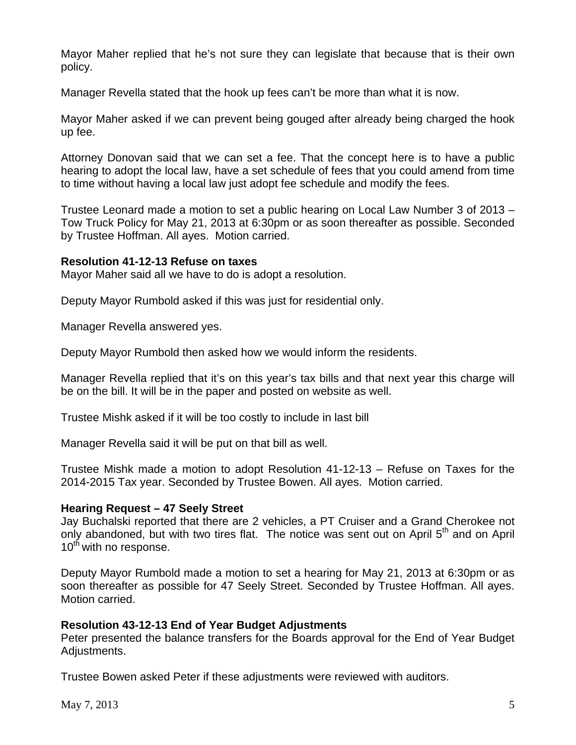Mayor Maher replied that he's not sure they can legislate that because that is their own policy.

Manager Revella stated that the hook up fees can't be more than what it is now.

Mayor Maher asked if we can prevent being gouged after already being charged the hook up fee.

Attorney Donovan said that we can set a fee. That the concept here is to have a public hearing to adopt the local law, have a set schedule of fees that you could amend from time to time without having a local law just adopt fee schedule and modify the fees.

Trustee Leonard made a motion to set a public hearing on Local Law Number 3 of 2013 – Tow Truck Policy for May 21, 2013 at 6:30pm or as soon thereafter as possible. Seconded by Trustee Hoffman. All ayes. Motion carried.

**Resolution 41-12-13 Refuse on taxes**

Mayor Maher said all we have to do is adopt a resolution.

Deputy Mayor Rumbold asked if this was just for residential only.

Manager Revella answered yes.

Deputy Mayor Rumbold then asked how we would inform the residents.

Manager Revella replied that it's on this year's tax bills and that next year this charge will be on the bill. It will be in the paper and posted on website as well.

Trustee Mishk asked if it will be too costly to include in last bill

Manager Revella said it will be put on that bill as well.

Trustee Mishk made a motion to adopt Resolution 41-12-13 – Refuse on Taxes for the 2014-2015 Tax year. Seconded by Trustee Bowen. All ayes. Motion carried.

**Hearing Request – 47 Seely Street**

Jay Buchalski reported that there are 2 vehicles, a PT Cruiser and a Grand Cherokee not only abandoned, but with two tires flat. The notice was sent out on April 5th and on April 10th with no response.

Deputy Mayor Rumbold made a motion to set a hearing for May 21, 2013 at 6:30pm or as soon thereafter as possible for 47 Seely Street. Seconded by Trustee Hoffman. All ayes. Motion carried.

**Resolution 43-12-13 End of Year Budget Adjustments**

Peter presented the balance transfers for the Boards approval for the End of Year Budget Adjustments.

Trustee Bowen asked Peter if these adjustments were reviewed with auditors.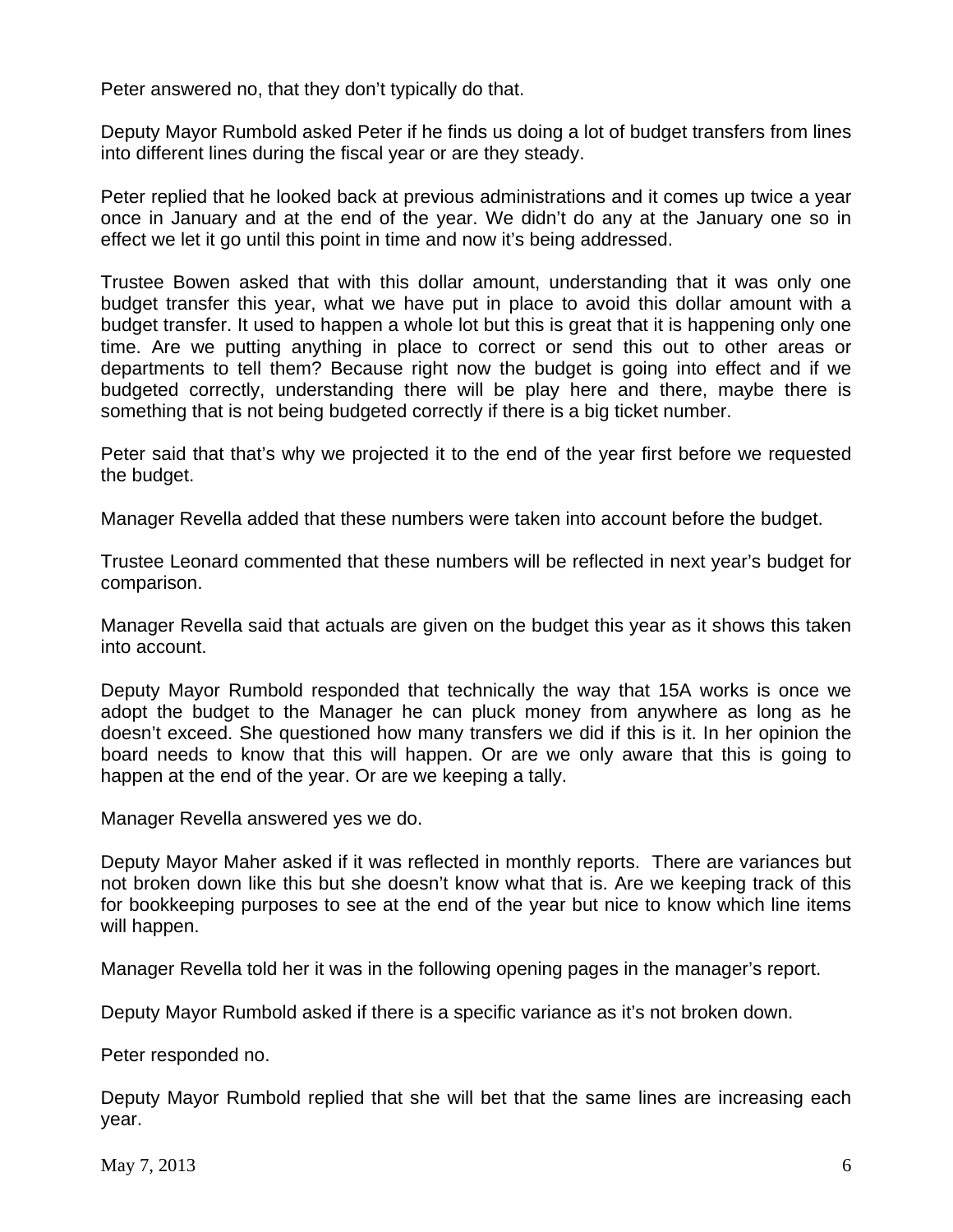Peter answered no, that they don't typically do that.

Deputy Mayor Rumbold asked Peter if he finds us doing a lot of budget transfers from lines into different lines during the fiscal year or are they steady.

Peter replied that he looked back at previous administrations and it comes up twice a year once in January and at the end of the year. We didn't do any at the January one so in effect we let it go until this point in time and now it's being addressed.

Trustee Bowen asked that with this dollar amount, understanding that it was only one budget transfer this year, what we have put in place to avoid this dollar amount with a budget transfer. It used to happen a whole lot but this is great that it is happening only one time. Are we putting anything in place to correct or send this out to other areas or departments to tell them? Because right now the budget is going into effect and if we budgeted correctly, understanding there will be play here and there, maybe there is something that is not being budgeted correctly if there is a big ticket number.

Peter said that that's why we projected it to the end of the year first before we requested the budget.

Manager Revella added that these numbers were taken into account before the budget.

Trustee Leonard commented that these numbers will be reflected in next year's budget for comparison.

Manager Revella said that actuals are given on the budget this year as it shows this taken into account.

Deputy Mayor Rumbold responded that technically the way that 15A works is once we adopt the budget to the Manager he can pluck money from anywhere as long as he doesn't exceed. She questioned how many transfers we did if this is it. In her opinion the board needs to know that this will happen. Or are we only aware that this is going to happen at the end of the year. Or are we keeping a tally.

Manager Revella answered yes we do.

Deputy Mayor Maher asked if it was reflected in monthly reports. There are variances but not broken down like this but she doesn't know what that is. Are we keeping track of this for bookkeeping purposes to see at the end of the year but nice to know which line items will happen.

Manager Revella told her it was in the following opening pages in the manager's report.

Deputy Mayor Rumbold asked if there is a specific variance as it's not broken down.

Peter responded no.

Deputy Mayor Rumbold replied that she will bet that the same lines are increasing each year.

May 7, 2013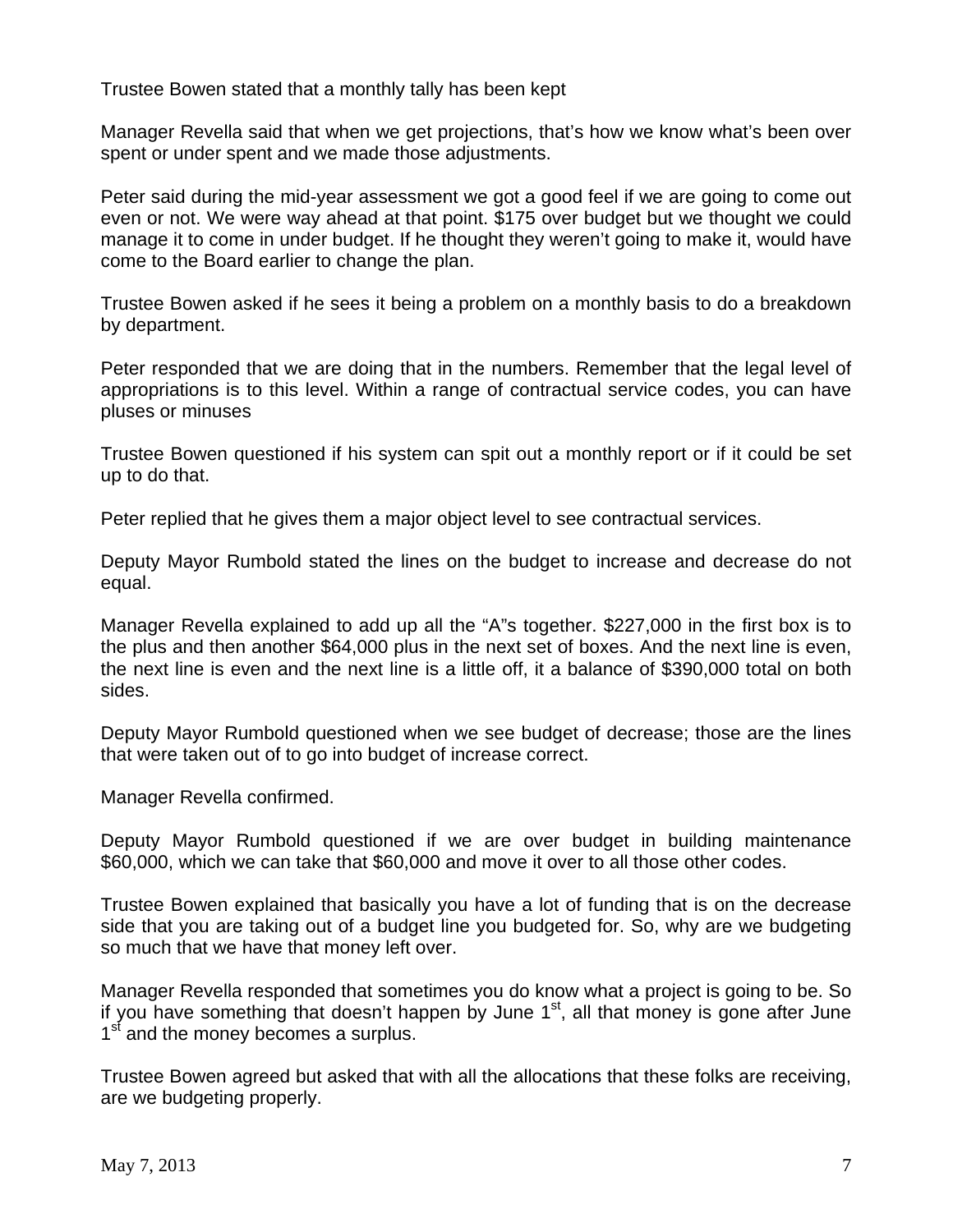Trustee Bowen stated that a monthly tally has been kept

Manager Revella said that when we get projections, that's how we know what's been over spent or under spent and we made those adjustments.

Peter said during the mid-year assessment we got a good feel if we are going to come out even or not. We were way ahead at that point. $175 over budget but we thought we could manage it to come in under budget. If he thought they weren't going to make it, would have come to the Board earlier to change the plan.

Trustee Bowen asked if he sees it being a problem on a monthly basis to do a breakdown by department.

Peter responded that we are doing that in the numbers. Remember that the legal level of appropriations is to this level. Within a range of contractual service codes, you can have pluses or minuses

Trustee Bowen questioned if his system can spit out a monthly report or if it could be set up to do that.

Peter replied that he gives them a major object level to see contractual services.

Deputy Mayor Rumbold stated the lines on the budget to increase and decrease do not equal.

Manager Revella explained to add up all the "A"s together. $227,000 in the first box is to the plus and then another $64,000 plus in the next set of boxes. And the next line is even, the next line is even and the next line is a little off, it a balance of $390,000 total on both sides.

Deputy Mayor Rumbold questioned when we see budget of decrease; those are the lines that were taken out of to go into budget of increase correct.

Manager Revella confirmed.

Deputy Mayor Rumbold questioned if we are over budget in building maintenance $60,000, which we can take that $60,000 and move it over to all those other codes.

Trustee Bowen explained that basically you have a lot of funding that is on the decrease side that you are taking out of a budget line you budgeted for. So, why are we budgeting so much that we have that money left over.

Manager Revella responded that sometimes you do know what a project is going to be. So if you have something that doesn't happen by June 1st, all that money is gone after June 1st and the money becomes a surplus.

Trustee Bowen agreed but asked that with all the allocations that these folks are receiving, are we budgeting properly.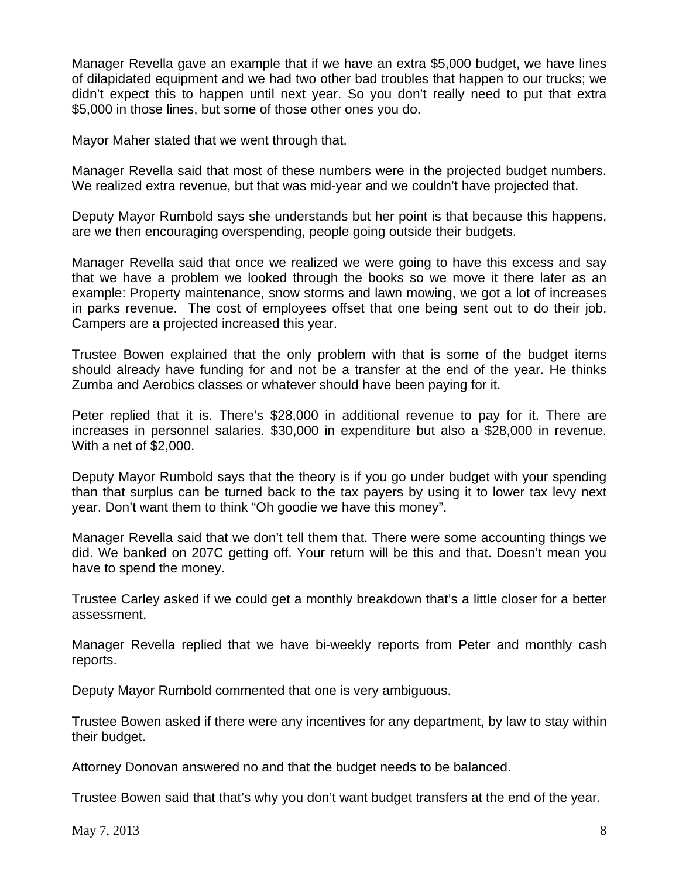Manager Revella gave an example that if we have an extra $5,000 budget, we have lines of dilapidated equipment and we had two other bad troubles that happen to our trucks; we didn't expect this to happen until next year. So you don't really need to put that extra $5,000 in those lines, but some of those other ones you do.

Mayor Maher stated that we went through that.

Manager Revella said that most of these numbers were in the projected budget numbers. We realized extra revenue, but that was mid-year and we couldn't have projected that.

Deputy Mayor Rumbold says she understands but her point is that because this happens, are we then encouraging overspending, people going outside their budgets.

Manager Revella said that once we realized we were going to have this excess and say that we have a problem we looked through the books so we move it there later as an example: Property maintenance, snow storms and lawn mowing, we got a lot of increases in parks revenue. The cost of employees offset that one being sent out to do their job. Campers are a projected increased this year.

Trustee Bowen explained that the only problem with that is some of the budget items should already have funding for and not be a transfer at the end of the year. He thinks Zumba and Aerobics classes or whatever should have been paying for it.

Peter replied that it is. There's $28,000 in additional revenue to pay for it. There are increases in personnel salaries. $30,000 in expenditure but also a $28,000 in revenue. With a net of $2,000.

Deputy Mayor Rumbold says that the theory is if you go under budget with your spending than that surplus can be turned back to the tax payers by using it to lower tax levy next year. Don't want them to think "Oh goodie we have this money".

Manager Revella said that we don't tell them that. There were some accounting things we did. We banked on 207C getting off. Your return will be this and that. Doesn't mean you have to spend the money.

Trustee Carley asked if we could get a monthly breakdown that's a little closer for a better assessment.

Manager Revella replied that we have bi-weekly reports from Peter and monthly cash reports.

Deputy Mayor Rumbold commented that one is very ambiguous.

Trustee Bowen asked if there were any incentives for any department, by law to stay within their budget.

Attorney Donovan answered no and that the budget needs to be balanced.

Trustee Bowen said that that's why you don't want budget transfers at the end of the year.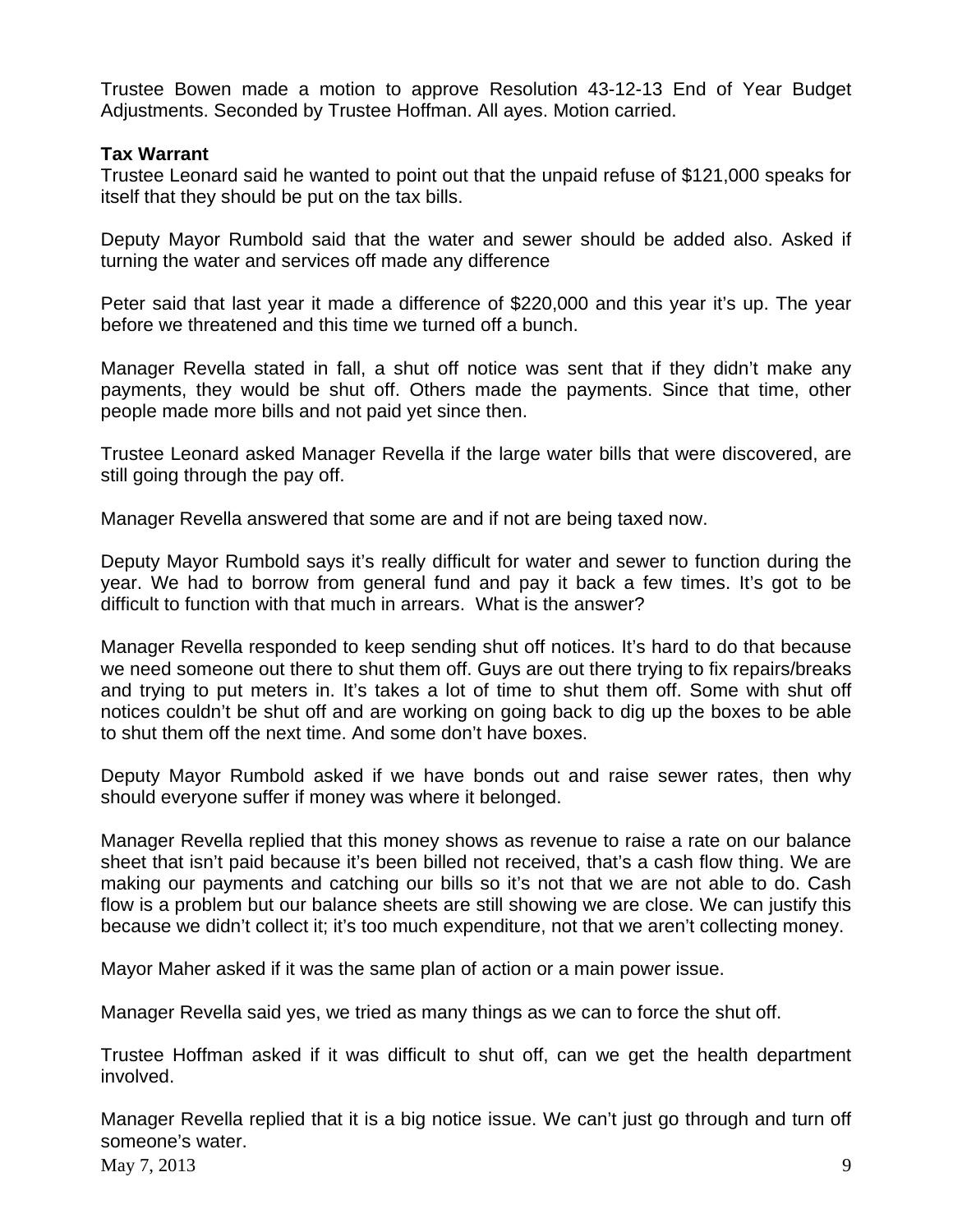Trustee Bowen made a motion to approve Resolution 43-12-13 End of Year Budget Adjustments. Seconded by Trustee Hoffman. All ayes. Motion carried.

**Tax Warrant**

Trustee Leonard said he wanted to point out that the unpaid refuse of $121,000 speaks for itself that they should be put on the tax bills.

Deputy Mayor Rumbold said that the water and sewer should be added also. Asked if turning the water and services off made any difference

Peter said that last year it made a difference of $220,000 and this year it's up. The year before we threatened and this time we turned off a bunch.

Manager Revella stated in fall, a shut off notice was sent that if they didn't make any payments, they would be shut off. Others made the payments. Since that time, other people made more bills and not paid yet since then.

Trustee Leonard asked Manager Revella if the large water bills that were discovered, are still going through the pay off.

Manager Revella answered that some are and if not are being taxed now.

Deputy Mayor Rumbold says it's really difficult for water and sewer to function during the year. We had to borrow from general fund and pay it back a few times. It's got to be difficult to function with that much in arrears. What is the answer?

Manager Revella responded to keep sending shut off notices. It's hard to do that because we need someone out there to shut them off. Guys are out there trying to fix repairs/breaks and trying to put meters in. It's takes a lot of time to shut them off. Some with shut off notices couldn't be shut off and are working on going back to dig up the boxes to be able to shut them off the next time. And some don't have boxes.

Deputy Mayor Rumbold asked if we have bonds out and raise sewer rates, then why should everyone suffer if money was where it belonged.

Manager Revella replied that this money shows as revenue to raise a rate on our balance sheet that isn't paid because it's been billed not received, that's a cash flow thing. We are making our payments and catching our bills so it's not that we are not able to do. Cash flow is a problem but our balance sheets are still showing we are close. We can justify this because we didn't collect it; it's too much expenditure, not that we aren't collecting money.

Mayor Maher asked if it was the same plan of action or a main power issue.

Manager Revella said yes, we tried as many things as we can to force the shut off.

Trustee Hoffman asked if it was difficult to shut off, can we get the health department involved.

Manager Revella replied that it is a big notice issue. We can't just go through and turn off someone's water.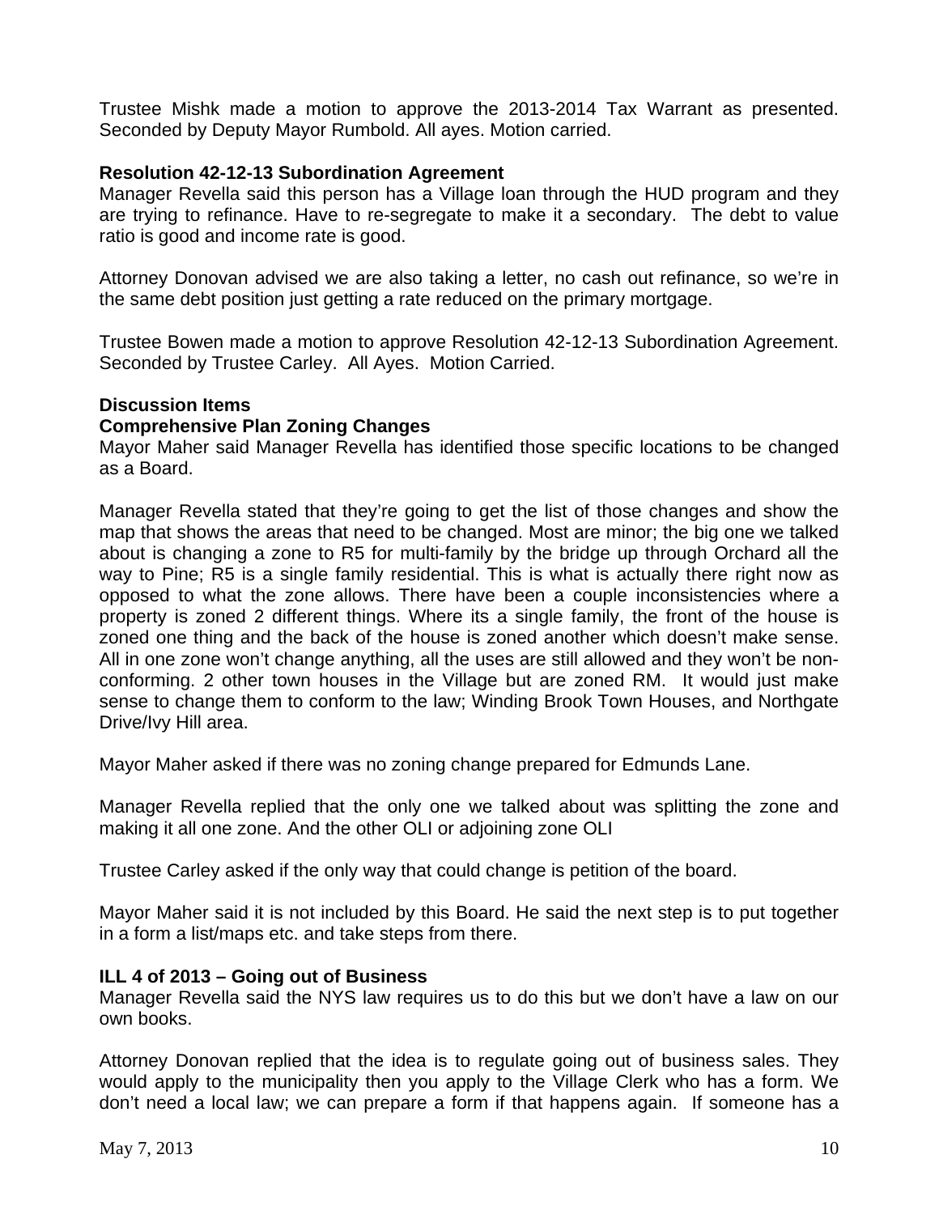Trustee Mishk made a motion to approve the 2013-2014 Tax Warrant as presented. Seconded by Deputy Mayor Rumbold. All ayes. Motion carried.

**Resolution 42-12-13 Subordination Agreement**

Manager Revella said this person has a Village loan through the HUD program and they are trying to refinance. Have to re-segregate to make it a secondary. The debt to value ratio is good and income rate is good.

Attorney Donovan advised we are also taking a letter, no cash out refinance, so we're in the same debt position just getting a rate reduced on the primary mortgage.

Trustee Bowen made a motion to approve Resolution 42-12-13 Subordination Agreement. Seconded by Trustee Carley. All Ayes. Motion Carried.

**Discussion Items**

**Comprehensive Plan Zoning Changes**

Mayor Maher said Manager Revella has identified those specific locations to be changed as a Board.

Manager Revella stated that they're going to get the list of those changes and show the map that shows the areas that need to be changed. Most are minor; the big one we talked about is changing a zone to R5 for multi-family by the bridge up through Orchard all the way to Pine; R5 is a single family residential. This is what is actually there right now as opposed to what the zone allows. There have been a couple inconsistencies where a property is zoned 2 different things. Where its a single family, the front of the house is zoned one thing and the back of the house is zoned another which doesn't make sense. All in one zone won't change anything, all the uses are still allowed and they won't be non-conforming. 2 other town houses in the Village but are zoned RM. It would just make sense to change them to conform to the law; Winding Brook Town Houses, and Northgate Drive/Ivy Hill area.

Mayor Maher asked if there was no zoning change prepared for Edmunds Lane.

Manager Revella replied that the only one we talked about was splitting the zone and making it all one zone. And the other OLI or adjoining zone OLI

Trustee Carley asked if the only way that could change is petition of the board.

Mayor Maher said it is not included by this Board. He said the next step is to put together in a form a list/maps etc. and take steps from there.

**ILL 4 of 2013 – Going out of Business**

Manager Revella said the NYS law requires us to do this but we don't have a law on our own books.

Attorney Donovan replied that the idea is to regulate going out of business sales. They would apply to the municipality then you apply to the Village Clerk who has a form. We don't need a local law; we can prepare a form if that happens again. If someone has a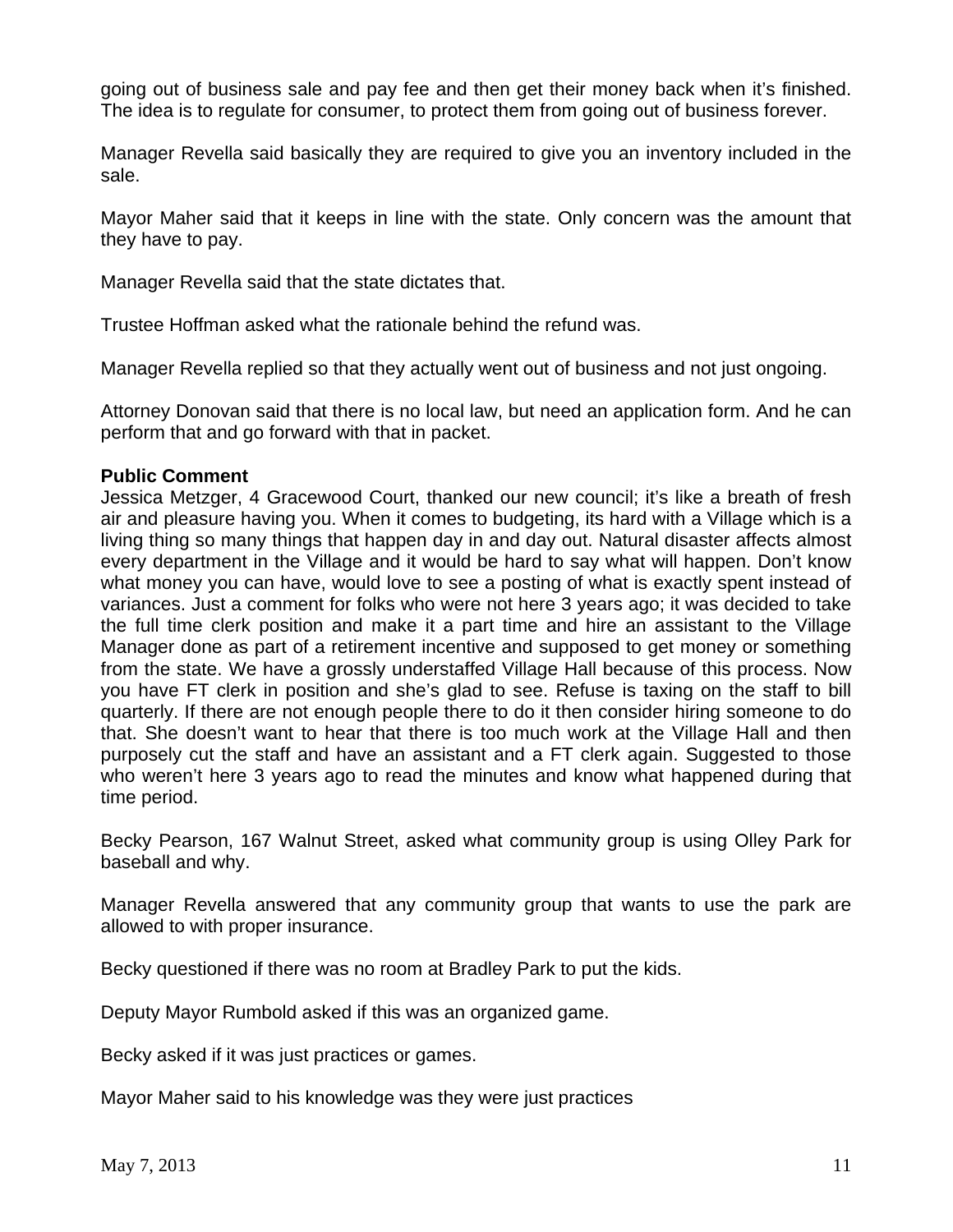going out of business sale and pay fee and then get their money back when it's finished. The idea is to regulate for consumer, to protect them from going out of business forever.

Manager Revella said basically they are required to give you an inventory included in the sale.

Mayor Maher said that it keeps in line with the state. Only concern was the amount that they have to pay.

Manager Revella said that the state dictates that.

Trustee Hoffman asked what the rationale behind the refund was.

Manager Revella replied so that they actually went out of business and not just ongoing.

Attorney Donovan said that there is no local law, but need an application form. And he can perform that and go forward with that in packet.

**Public Comment**

Jessica Metzger, 4 Gracewood Court, thanked our new council; it's like a breath of fresh air and pleasure having you. When it comes to budgeting, its hard with a Village which is a living thing so many things that happen day in and day out. Natural disaster affects almost every department in the Village and it would be hard to say what will happen. Don't know what money you can have, would love to see a posting of what is exactly spent instead of variances. Just a comment for folks who were not here 3 years ago; it was decided to take the full time clerk position and make it a part time and hire an assistant to the Village Manager done as part of a retirement incentive and supposed to get money or something from the state. We have a grossly understaffed Village Hall because of this process. Now you have FT clerk in position and she's glad to see. Refuse is taxing on the staff to bill quarterly. If there are not enough people there to do it then consider hiring someone to do that. She doesn't want to hear that there is too much work at the Village Hall and then purposely cut the staff and have an assistant and a FT clerk again. Suggested to those who weren't here 3 years ago to read the minutes and know what happened during that time period.

Becky Pearson, 167 Walnut Street, asked what community group is using Olley Park for baseball and why.

Manager Revella answered that any community group that wants to use the park are allowed to with proper insurance.

Becky questioned if there was no room at Bradley Park to put the kids.

Deputy Mayor Rumbold asked if this was an organized game.

Becky asked if it was just practices or games.

Mayor Maher said to his knowledge was they were just practices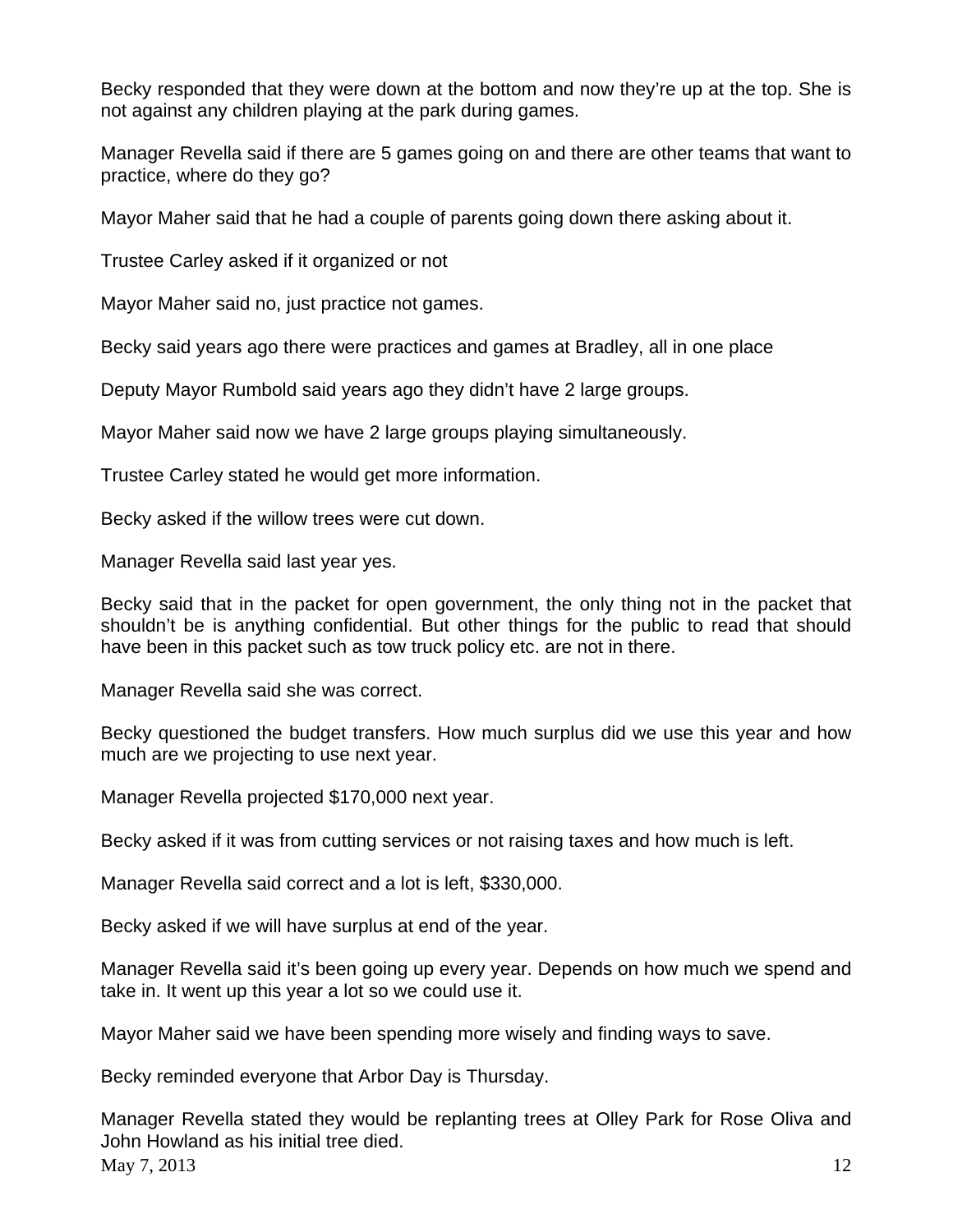Becky responded that they were down at the bottom and now they're up at the top. She is not against any children playing at the park during games.

Manager Revella said if there are 5 games going on and there are other teams that want to practice, where do they go?

Mayor Maher said that he had a couple of parents going down there asking about it.

Trustee Carley asked if it organized or not

Mayor Maher said no, just practice not games.

Becky said years ago there were practices and games at Bradley, all in one place

Deputy Mayor Rumbold said years ago they didn't have 2 large groups.

Mayor Maher said now we have 2 large groups playing simultaneously.

Trustee Carley stated he would get more information.

Becky asked if the willow trees were cut down.

Manager Revella said last year yes.

Becky said that in the packet for open government, the only thing not in the packet that shouldn't be is anything confidential. But other things for the public to read that should have been in this packet such as tow truck policy etc. are not in there.

Manager Revella said she was correct.

Becky questioned the budget transfers. How much surplus did we use this year and how much are we projecting to use next year.

Manager Revella projected $170,000 next year.

Becky asked if it was from cutting services or not raising taxes and how much is left.

Manager Revella said correct and a lot is left, $330,000.

Becky asked if we will have surplus at end of the year.

Manager Revella said it's been going up every year. Depends on how much we spend and take in. It went up this year a lot so we could use it.

Mayor Maher said we have been spending more wisely and finding ways to save.

Becky reminded everyone that Arbor Day is Thursday.

Manager Revella stated they would be replanting trees at Olley Park for Rose Oliva and John Howland as his initial tree died.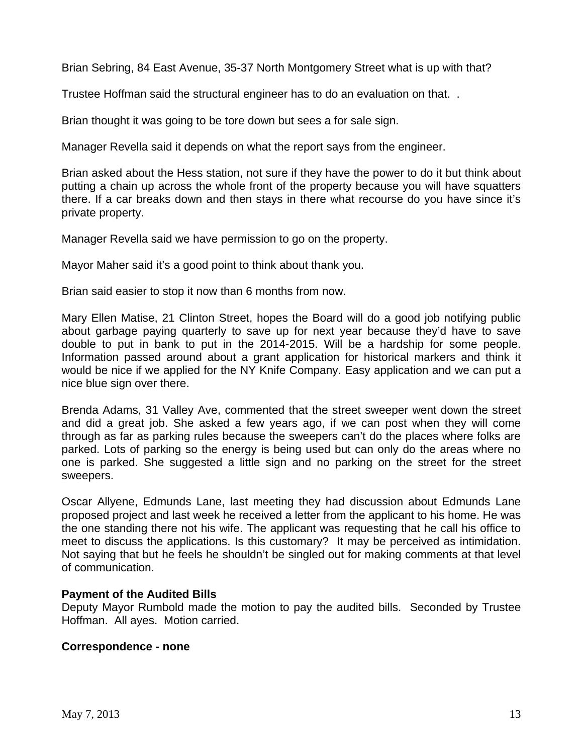Brian Sebring, 84 East Avenue, 35-37 North Montgomery Street what is up with that?

Trustee Hoffman said the structural engineer has to do an evaluation on that. .

Brian thought it was going to be tore down but sees a for sale sign.

Manager Revella said it depends on what the report says from the engineer.

Brian asked about the Hess station, not sure if they have the power to do it but think about putting a chain up across the whole front of the property because you will have squatters there. If a car breaks down and then stays in there what recourse do you have since it's private property.

Manager Revella said we have permission to go on the property.

Mayor Maher said it's a good point to think about thank you.

Brian said easier to stop it now than 6 months from now.

Mary Ellen Matise, 21 Clinton Street, hopes the Board will do a good job notifying public about garbage paying quarterly to save up for next year because they'd have to save double to put in bank to put in the 2014-2015. Will be a hardship for some people. Information passed around about a grant application for historical markers and think it would be nice if we applied for the NY Knife Company. Easy application and we can put a nice blue sign over there.

Brenda Adams, 31 Valley Ave, commented that the street sweeper went down the street and did a great job. She asked a few years ago, if we can post when they will come through as far as parking rules because the sweepers can't do the places where folks are parked. Lots of parking so the energy is being used but can only do the areas where no one is parked. She suggested a little sign and no parking on the street for the street sweepers.

Oscar Allyene, Edmunds Lane, last meeting they had discussion about Edmunds Lane proposed project and last week he received a letter from the applicant to his home. He was the one standing there not his wife. The applicant was requesting that he call his office to meet to discuss the applications. Is this customary? It may be perceived as intimidation. Not saying that but he feels he shouldn't be singled out for making comments at that level of communication.

**Payment of the Audited Bills**
Deputy Mayor Rumbold made the motion to pay the audited bills. Seconded by Trustee Hoffman. All ayes. Motion carried.

**Correspondence - none**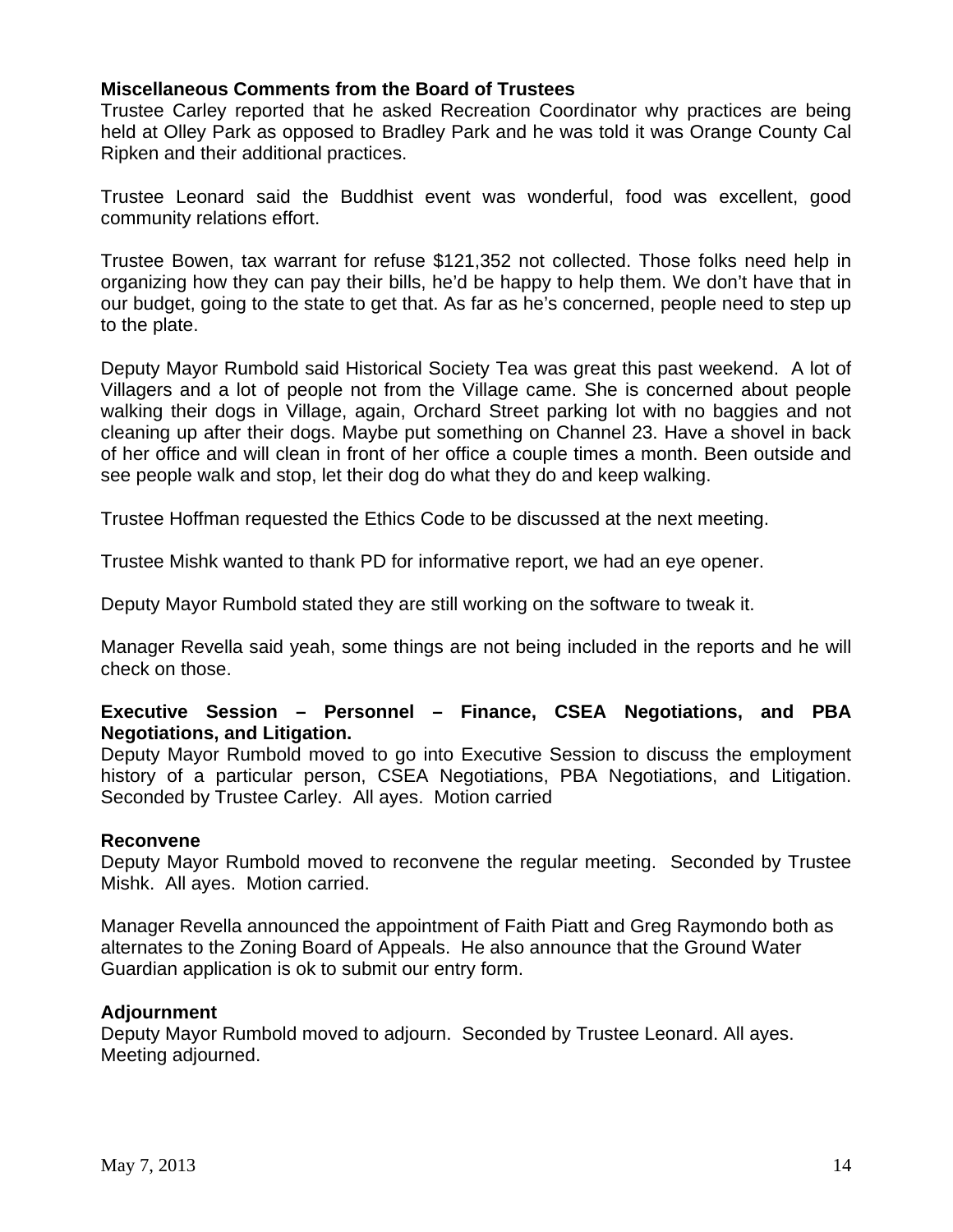**Miscellaneous Comments from the Board of Trustees**

Trustee Carley reported that he asked Recreation Coordinator why practices are being held at Olley Park as opposed to Bradley Park and he was told it was Orange County Cal Ripken and their additional practices.

Trustee Leonard said the Buddhist event was wonderful, food was excellent, good community relations effort.

Trustee Bowen, tax warrant for refuse $121,352 not collected. Those folks need help in organizing how they can pay their bills, he'd be happy to help them. We don't have that in our budget, going to the state to get that. As far as he's concerned, people need to step up to the plate.

Deputy Mayor Rumbold said Historical Society Tea was great this past weekend. A lot of Villagers and a lot of people not from the Village came. She is concerned about people walking their dogs in Village, again, Orchard Street parking lot with no baggies and not cleaning up after their dogs. Maybe put something on Channel 23. Have a shovel in back of her office and will clean in front of her office a couple times a month. Been outside and see people walk and stop, let their dog do what they do and keep walking.

Trustee Hoffman requested the Ethics Code to be discussed at the next meeting.

Trustee Mishk wanted to thank PD for informative report, we had an eye opener.

Deputy Mayor Rumbold stated they are still working on the software to tweak it.

Manager Revella said yeah, some things are not being included in the reports and he will check on those.

**Executive Session – Personnel – Finance, CSEA Negotiations, and PBA Negotiations, and Litigation.**

Deputy Mayor Rumbold moved to go into Executive Session to discuss the employment history of a particular person, CSEA Negotiations, PBA Negotiations, and Litigation. Seconded by Trustee Carley. All ayes. Motion carried

**Reconvene**

Deputy Mayor Rumbold moved to reconvene the regular meeting. Seconded by Trustee Mishk. All ayes. Motion carried.

Manager Revella announced the appointment of Faith Piatt and Greg Raymondo both as alternates to the Zoning Board of Appeals. He also announce that the Ground Water Guardian application is ok to submit our entry form.

**Adjournment**

Deputy Mayor Rumbold moved to adjourn. Seconded by Trustee Leonard. All ayes. Meeting adjourned.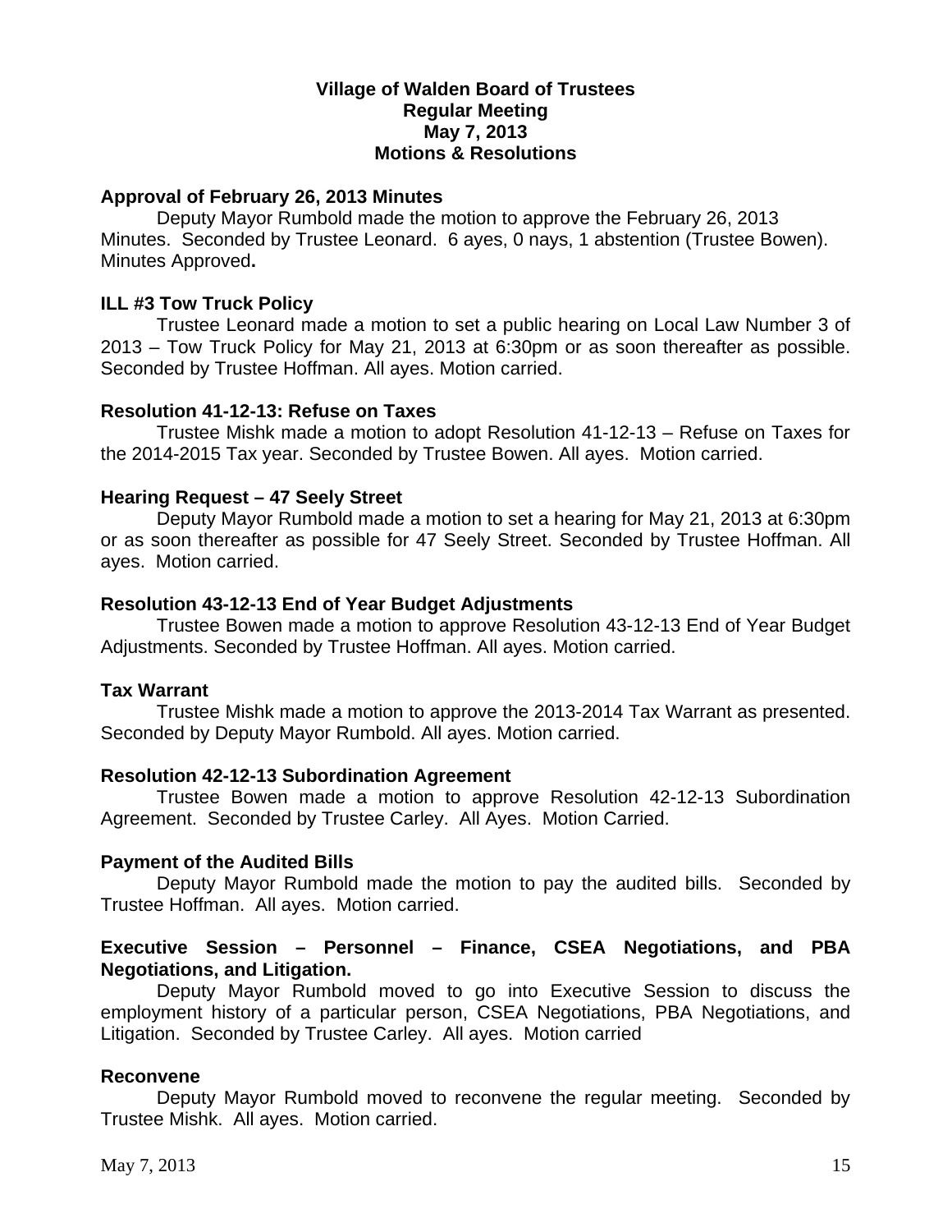# Village of Walden Board of Trustees
## Regular Meeting
## May 7, 2013
## Motions & Resolutions

**Approval of February 26, 2013 Minutes**

Deputy Mayor Rumbold made the motion to approve the February 26, 2013 Minutes. Seconded by Trustee Leonard. 6 ayes, 0 nays, 1 abstention (Trustee Bowen). Minutes Approved**.**

**ILL #3 Tow Truck Policy**

Trustee Leonard made a motion to set a public hearing on Local Law Number 3 of 2013 – Tow Truck Policy for May 21, 2013 at 6:30pm or as soon thereafter as possible. Seconded by Trustee Hoffman. All ayes. Motion carried.

**Resolution 41-12-13: Refuse on Taxes**

Trustee Mishk made a motion to adopt Resolution 41-12-13 – Refuse on Taxes for the 2014-2015 Tax year. Seconded by Trustee Bowen. All ayes. Motion carried.

**Hearing Request – 47 Seely Street**

Deputy Mayor Rumbold made a motion to set a hearing for May 21, 2013 at 6:30pm or as soon thereafter as possible for 47 Seely Street. Seconded by Trustee Hoffman. All ayes. Motion carried.

**Resolution 43-12-13 End of Year Budget Adjustments**

Trustee Bowen made a motion to approve Resolution 43-12-13 End of Year Budget Adjustments. Seconded by Trustee Hoffman. All ayes. Motion carried.

**Tax Warrant**

Trustee Mishk made a motion to approve the 2013-2014 Tax Warrant as presented. Seconded by Deputy Mayor Rumbold. All ayes. Motion carried.

**Resolution 42-12-13 Subordination Agreement**

Trustee Bowen made a motion to approve Resolution 42-12-13 Subordination Agreement. Seconded by Trustee Carley. All Ayes. Motion Carried.

**Payment of the Audited Bills**

Deputy Mayor Rumbold made the motion to pay the audited bills. Seconded by Trustee Hoffman. All ayes. Motion carried.

**Executive Session – Personnel – Finance, CSEA Negotiations, and PBA Negotiations, and Litigation.**

Deputy Mayor Rumbold moved to go into Executive Session to discuss the employment history of a particular person, CSEA Negotiations, PBA Negotiations, and Litigation. Seconded by Trustee Carley. All ayes. Motion carried

**Reconvene**

Deputy Mayor Rumbold moved to reconvene the regular meeting. Seconded by Trustee Mishk. All ayes. Motion carried.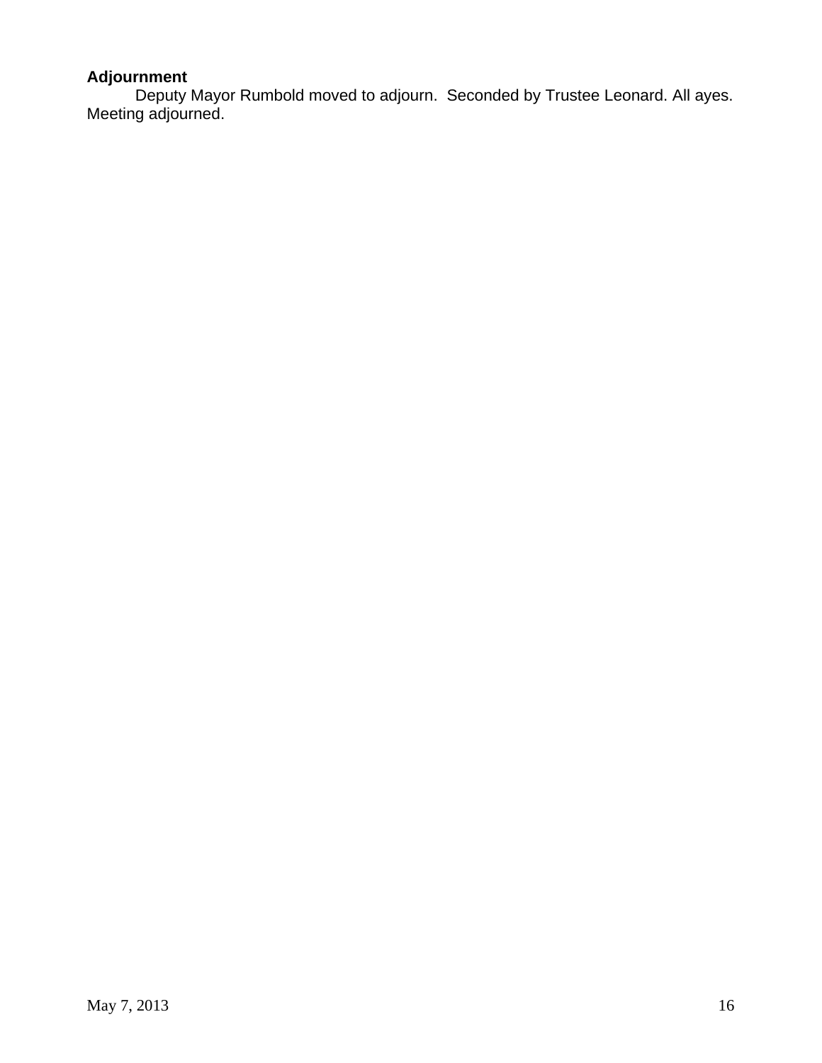**Adjournment**

Deputy Mayor Rumbold moved to adjourn. Seconded by Trustee Leonard. All ayes. Meeting adjourned.